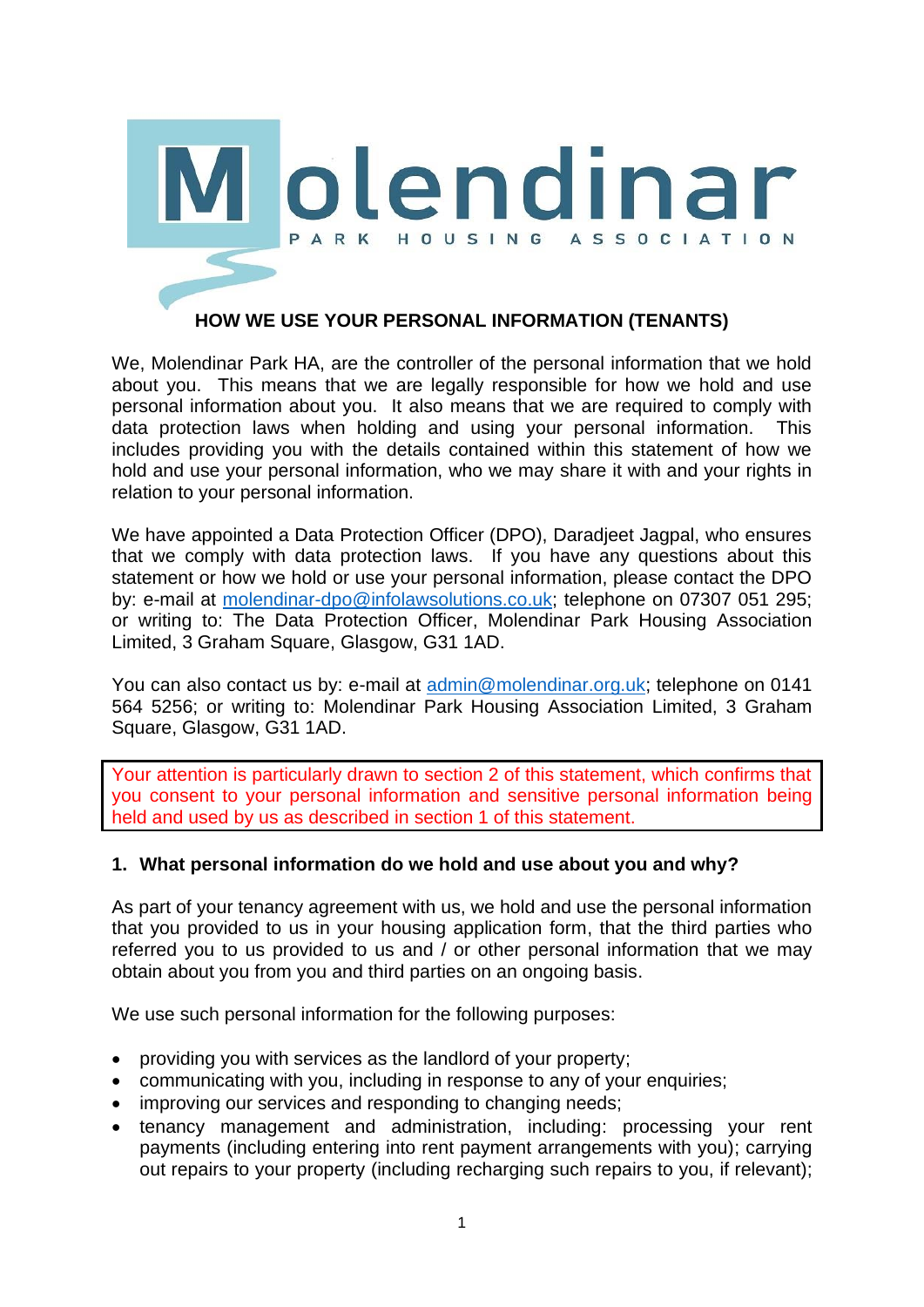Molendinar

PARK HOUSING ASSOCIATION

# HOW WE USE YOUR PERSONAL INFORMATION (TENANTS)

We, Molendinar Park HA, are the controller of the personal information that we hold about you. This means that we are legally responsible for how we hold and use personal information about you. It also means that we are required to comply with data protection laws when holding and using your personal information. This includes providing you with the details contained within this statement of how we hold and use your personal information, who we may share it with and your rights in relation to your personal information.

We have appointed a Data Protection Officer (DPO), Daradjeet Jagpal, who ensures that we comply with data protection laws. If you have any questions about this statement or how we hold or use your personal information, please contact the DPO by: e-mail at molendinar-dpo@infolawsolutions.co.uk; telephone on 07307 051 295; or writing to: The Data Protection Officer, Molendinar Park Housing Association Limited, 3 Graham Square, Glasgow, G31 1AD.

You can also contact us by: e-mail at admin@molendinar.org.uk; telephone on 0141 564 5256; or writing to: Molendinar Park Housing Association Limited, 3 Graham Square, Glasgow, G31 1AD.

Your attention is particularly drawn to section 2 of this statement, which confirms that you consent to your personal information and sensitive personal information being held and used by us as described in section 1 of this statement.

## 1. What personal information do we hold and use about you and why?

As part of your tenancy agreement with us, we hold and use the personal information that you provided to us in your housing application form, that the third parties who referred you to us provided to us and / or other personal information that we may obtain about you from you and third parties on an ongoing basis.

We use such personal information for the following purposes:

- providing you with services as the landlord of your property;
- communicating with you, including in response to any of your enquiries;
- improving our services and responding to changing needs;
- tenancy management and administration, including: processing your rent payments (including entering into rent payment arrangements with you); carrying out repairs to your property (including recharging such repairs to you, if relevant);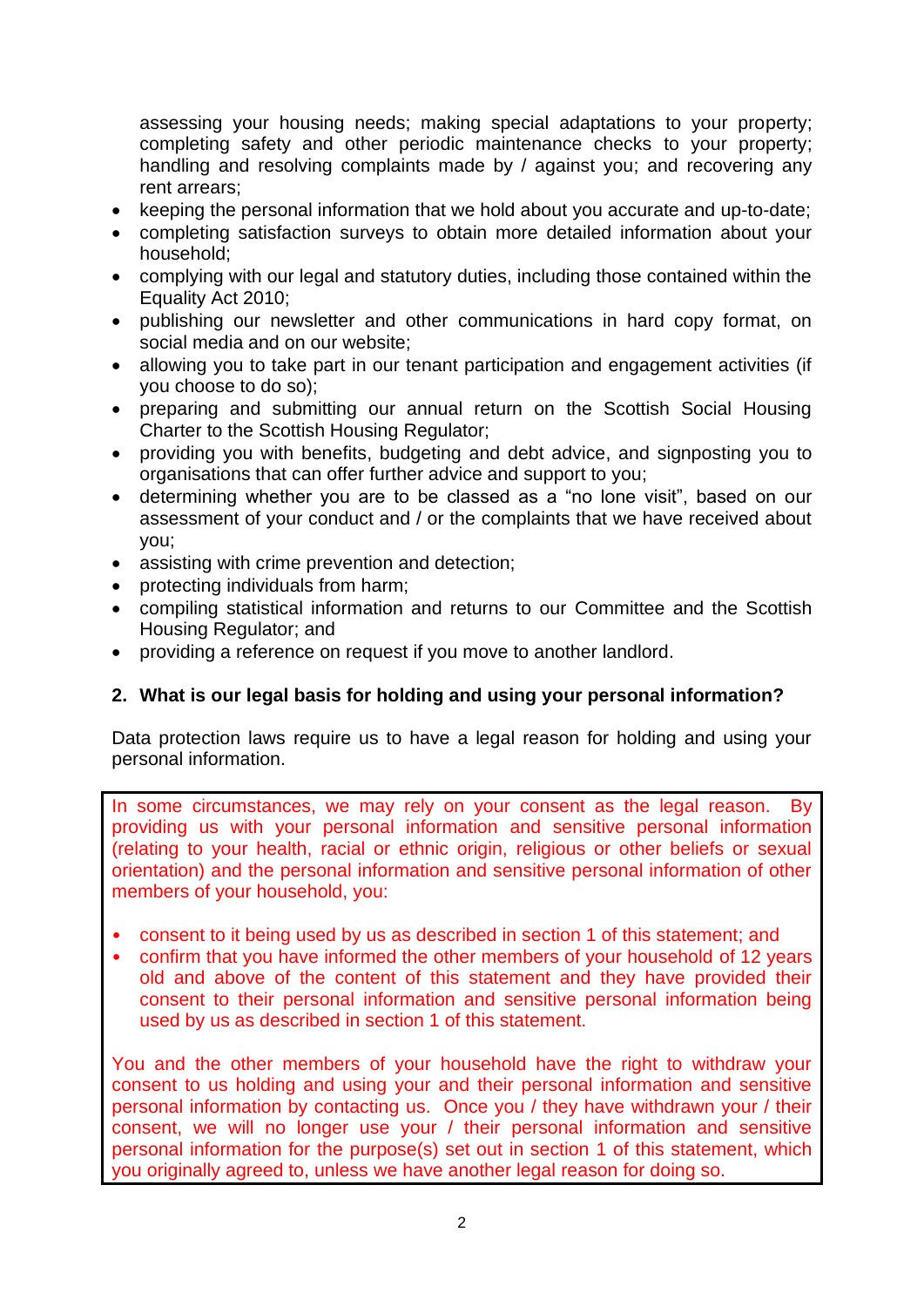assessing your housing needs; making special adaptations to your property; completing safety and other periodic maintenance checks to your property; handling and resolving complaints made by / against you; and recovering any rent arrears;

- keeping the personal information that we hold about you accurate and up-to-date;
- completing satisfaction surveys to obtain more detailed information about your household;
- complying with our legal and statutory duties, including those contained within the Equality Act 2010;
- publishing our newsletter and other communications in hard copy format, on social media and on our website;
- allowing you to take part in our tenant participation and engagement activities (if you choose to do so);
- preparing and submitting our annual return on the Scottish Social Housing Charter to the Scottish Housing Regulator;
- providing you with benefits, budgeting and debt advice, and signposting you to organisations that can offer further advice and support to you;
- determining whether you are to be classed as a "no lone visit", based on our assessment of your conduct and / or the complaints that we have received about you;
- assisting with crime prevention and detection;
- protecting individuals from harm;
- compiling statistical information and returns to our Committee and the Scottish Housing Regulator; and
- providing a reference on request if you move to another landlord.

## 2. What is our legal basis for holding and using your personal information?

Data protection laws require us to have a legal reason for holding and using your personal information.

In some circumstances, we may rely on your consent as the legal reason. By providing us with your personal information and sensitive personal information (relating to your health, racial or ethnic origin, religious or other beliefs or sexual orientation) and the personal information and sensitive personal information of other members of your household, you:

- consent to it being used by us as described in section 1 of this statement; and
- confirm that you have informed the other members of your household of 12 years old and above of the content of this statement and they have provided their consent to their personal information and sensitive personal information being used by us as described in section 1 of this statement.

You and the other members of your household have the right to withdraw your consent to us holding and using your and their personal information and sensitive personal information by contacting us. Once you / they have withdrawn your / their consent, we will no longer use your / their personal information and sensitive personal information for the purpose(s) set out in section 1 of this statement, which you originally agreed to, unless we have another legal reason for doing so.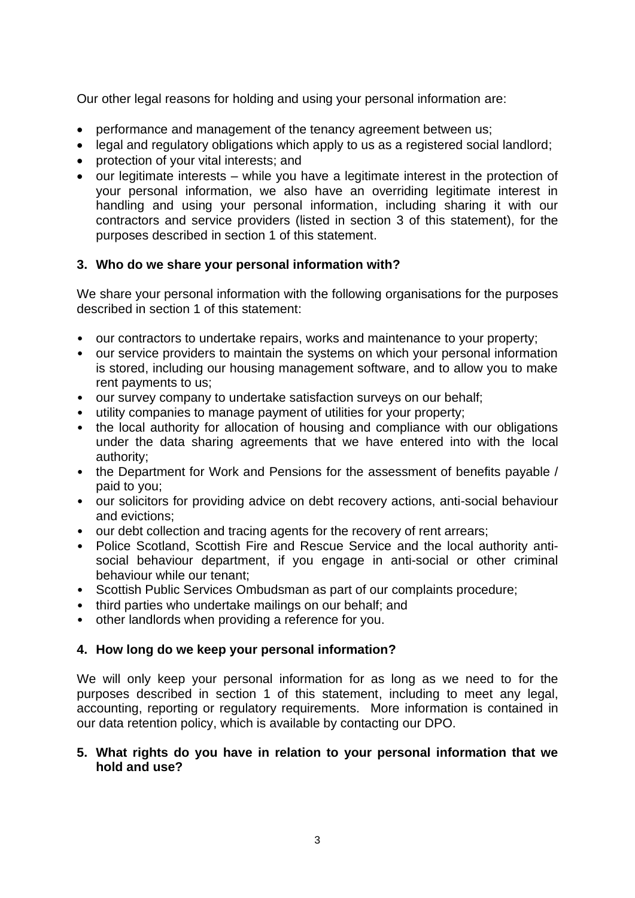Our other legal reasons for holding and using your personal information are:

- performance and management of the tenancy agreement between us;
- legal and regulatory obligations which apply to us as a registered social landlord;
- protection of your vital interests; and
- our legitimate interests – while you have a legitimate interest in the protection of your personal information, we also have an overriding legitimate interest in handling and using your personal information, including sharing it with our contractors and service providers (listed in section 3 of this statement), for the purposes described in section 1 of this statement.

## 3. Who do we share your personal information with?

We share your personal information with the following organisations for the purposes described in section 1 of this statement:

- our contractors to undertake repairs, works and maintenance to your property;
- our service providers to maintain the systems on which your personal information is stored, including our housing management software, and to allow you to make rent payments to us;
- our survey company to undertake satisfaction surveys on our behalf;
- utility companies to manage payment of utilities for your property;
- the local authority for allocation of housing and compliance with our obligations under the data sharing agreements that we have entered into with the local authority;
- the Department for Work and Pensions for the assessment of benefits payable / paid to you;
- our solicitors for providing advice on debt recovery actions, anti-social behaviour and evictions;
- our debt collection and tracing agents for the recovery of rent arrears;
- Police Scotland, Scottish Fire and Rescue Service and the local authority anti-social behaviour department, if you engage in anti-social or other criminal behaviour while our tenant;
- Scottish Public Services Ombudsman as part of our complaints procedure;
- third parties who undertake mailings on our behalf; and
- other landlords when providing a reference for you.

## 4. How long do we keep your personal information?

We will only keep your personal information for as long as we need to for the purposes described in section 1 of this statement, including to meet any legal, accounting, reporting or regulatory requirements. More information is contained in our data retention policy, which is available by contacting our DPO.

## 5. What rights do you have in relation to your personal information that we hold and use?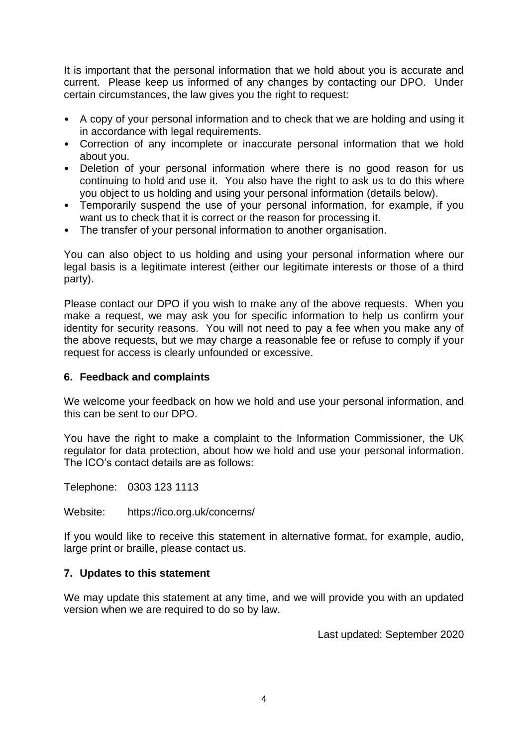It is important that the personal information that we hold about you is accurate and current. Please keep us informed of any changes by contacting our DPO. Under certain circumstances, the law gives you the right to request:

- A copy of your personal information and to check that we are holding and using it in accordance with legal requirements.
- Correction of any incomplete or inaccurate personal information that we hold about you.
- Deletion of your personal information where there is no good reason for us continuing to hold and use it. You also have the right to ask us to do this where you object to us holding and using your personal information (details below).
- Temporarily suspend the use of your personal information, for example, if you want us to check that it is correct or the reason for processing it.
- The transfer of your personal information to another organisation.

You can also object to us holding and using your personal information where our legal basis is a legitimate interest (either our legitimate interests or those of a third party).

Please contact our DPO if you wish to make any of the above requests. When you make a request, we may ask you for specific information to help us confirm your identity for security reasons. You will not need to pay a fee when you make any of the above requests, but we may charge a reasonable fee or refuse to comply if your request for access is clearly unfounded or excessive.

## 6. Feedback and complaints

We welcome your feedback on how we hold and use your personal information, and this can be sent to our DPO.

You have the right to make a complaint to the Information Commissioner, the UK regulator for data protection, about how we hold and use your personal information. The ICO's contact details are as follows:

Telephone: 0303 123 1113

Website: https://ico.org.uk/concerns/

If you would like to receive this statement in alternative format, for example, audio, large print or braille, please contact us.

## 7. Updates to this statement

We may update this statement at any time, and we will provide you with an updated version when we are required to do so by law.

Last updated: September 2020